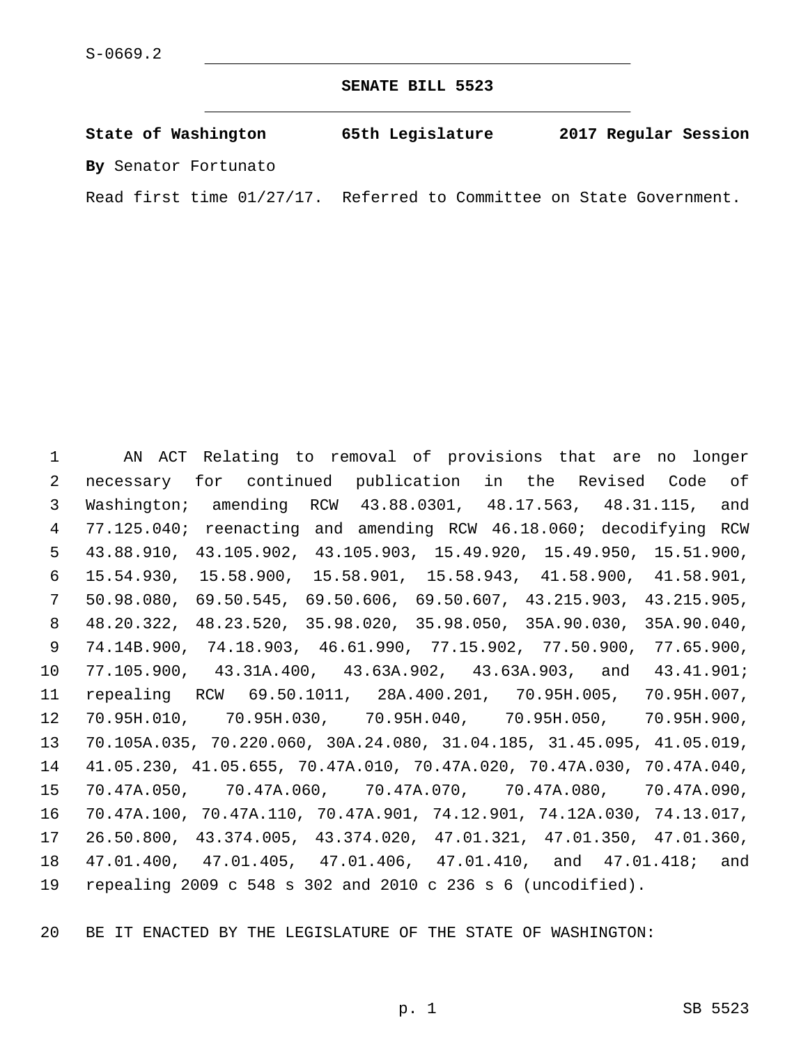S-0669.2

# SENATE BILL 5523

**State of Washington 65th Legislature 2017 Regular Session**

**By** Senator Fortunato

Read first time 01/27/17. Referred to Committee on State Government.

AN ACT Relating to removal of provisions that are no longer necessary for continued publication in the Revised Code of Washington; amending RCW 43.88.0301, 48.17.563, 48.31.115, and 77.125.040; reenacting and amending RCW 46.18.060; decodifying RCW 43.88.910, 43.105.902, 43.105.903, 15.49.920, 15.49.950, 15.51.900, 15.54.930, 15.58.900, 15.58.901, 15.58.943, 41.58.900, 41.58.901, 50.98.080, 69.50.545, 69.50.606, 69.50.607, 43.215.903, 43.215.905, 48.20.322, 48.23.520, 35.98.020, 35.98.050, 35A.90.030, 35A.90.040, 74.14B.900, 74.18.903, 46.61.990, 77.15.902, 77.50.900, 77.65.900, 77.105.900, 43.31A.400, 43.63A.902, 43.63A.903, and 43.41.901; repealing RCW 69.50.1011, 28A.400.201, 70.95H.005, 70.95H.007, 70.95H.010, 70.95H.030, 70.95H.040, 70.95H.050, 70.95H.900, 70.105A.035, 70.220.060, 30A.24.080, 31.04.185, 31.45.095, 41.05.019, 41.05.230, 41.05.655, 70.47A.010, 70.47A.020, 70.47A.030, 70.47A.040, 70.47A.050, 70.47A.060, 70.47A.070, 70.47A.080, 70.47A.090, 70.47A.100, 70.47A.110, 70.47A.901, 74.12.901, 74.12A.030, 74.13.017, 26.50.800, 43.374.005, 43.374.020, 47.01.321, 47.01.350, 47.01.360, 47.01.400, 47.01.405, 47.01.406, 47.01.410, and 47.01.418; and repealing 2009 c 548 s 302 and 2010 c 236 s 6 (uncodified).

BE IT ENACTED BY THE LEGISLATURE OF THE STATE OF WASHINGTON: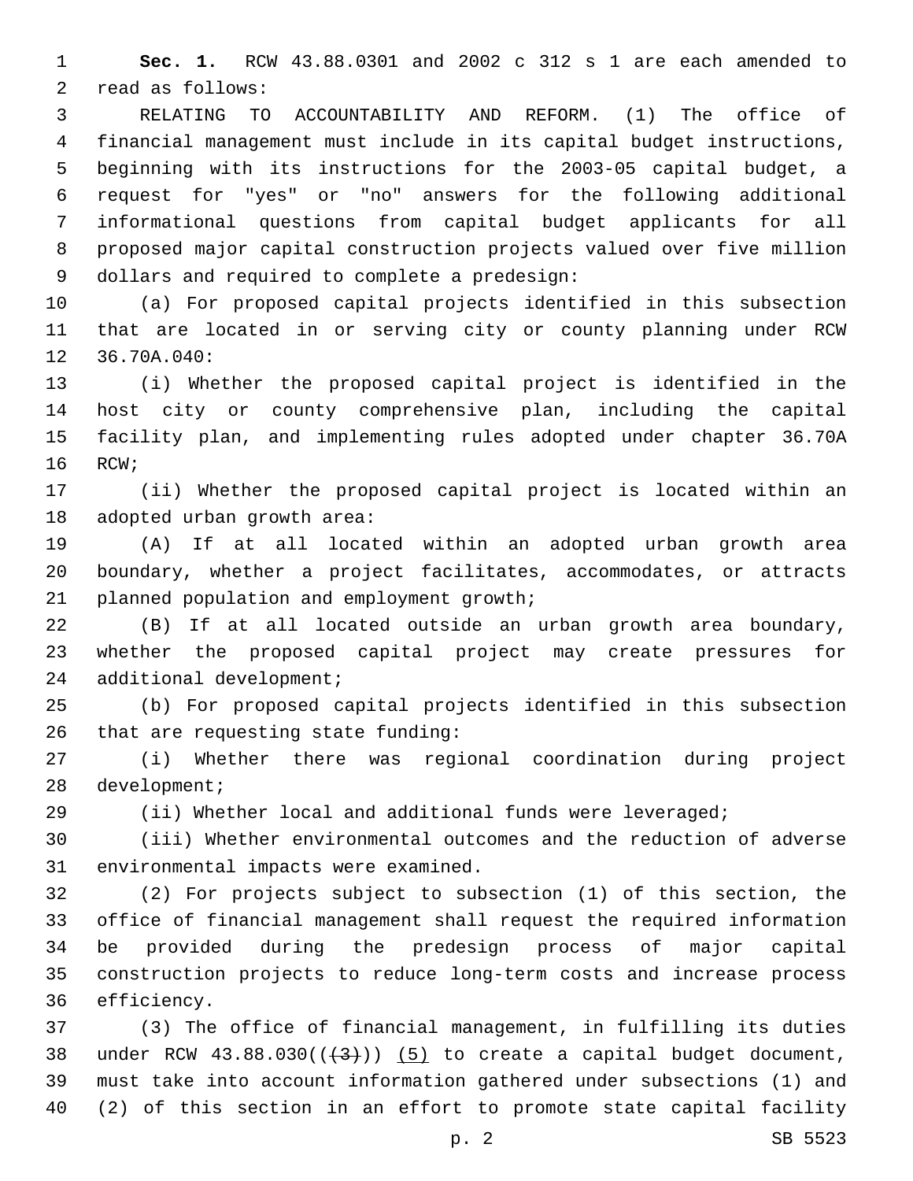**Sec. 1.** RCW 43.88.0301 and 2002 c 312 s 1 are each amended to read as follows:

RELATING TO ACCOUNTABILITY AND REFORM. (1) The office of financial management must include in its capital budget instructions, beginning with its instructions for the 2003-05 capital budget, a request for "yes" or "no" answers for the following additional informational questions from capital budget applicants for all proposed major capital construction projects valued over five million dollars and required to complete a predesign:

(a) For proposed capital projects identified in this subsection that are located in or serving city or county planning under RCW 36.70A.040:

(i) Whether the proposed capital project is identified in the host city or county comprehensive plan, including the capital facility plan, and implementing rules adopted under chapter 36.70A RCW;

(ii) Whether the proposed capital project is located within an adopted urban growth area:

(A) If at all located within an adopted urban growth area boundary, whether a project facilitates, accommodates, or attracts planned population and employment growth;

(B) If at all located outside an urban growth area boundary, whether the proposed capital project may create pressures for additional development;

(b) For proposed capital projects identified in this subsection that are requesting state funding:

(i) Whether there was regional coordination during project development;

(ii) Whether local and additional funds were leveraged;

(iii) Whether environmental outcomes and the reduction of adverse environmental impacts were examined.

(2) For projects subject to subsection (1) of this section, the office of financial management shall request the required information be provided during the predesign process of major capital construction projects to reduce long-term costs and increase process efficiency.

(3) The office of financial management, in fulfilling its duties under RCW 43.88.030((~~(3)~~)) <u>(5)</u> to create a capital budget document, must take into account information gathered under subsections (1) and (2) of this section in an effort to promote state capital facility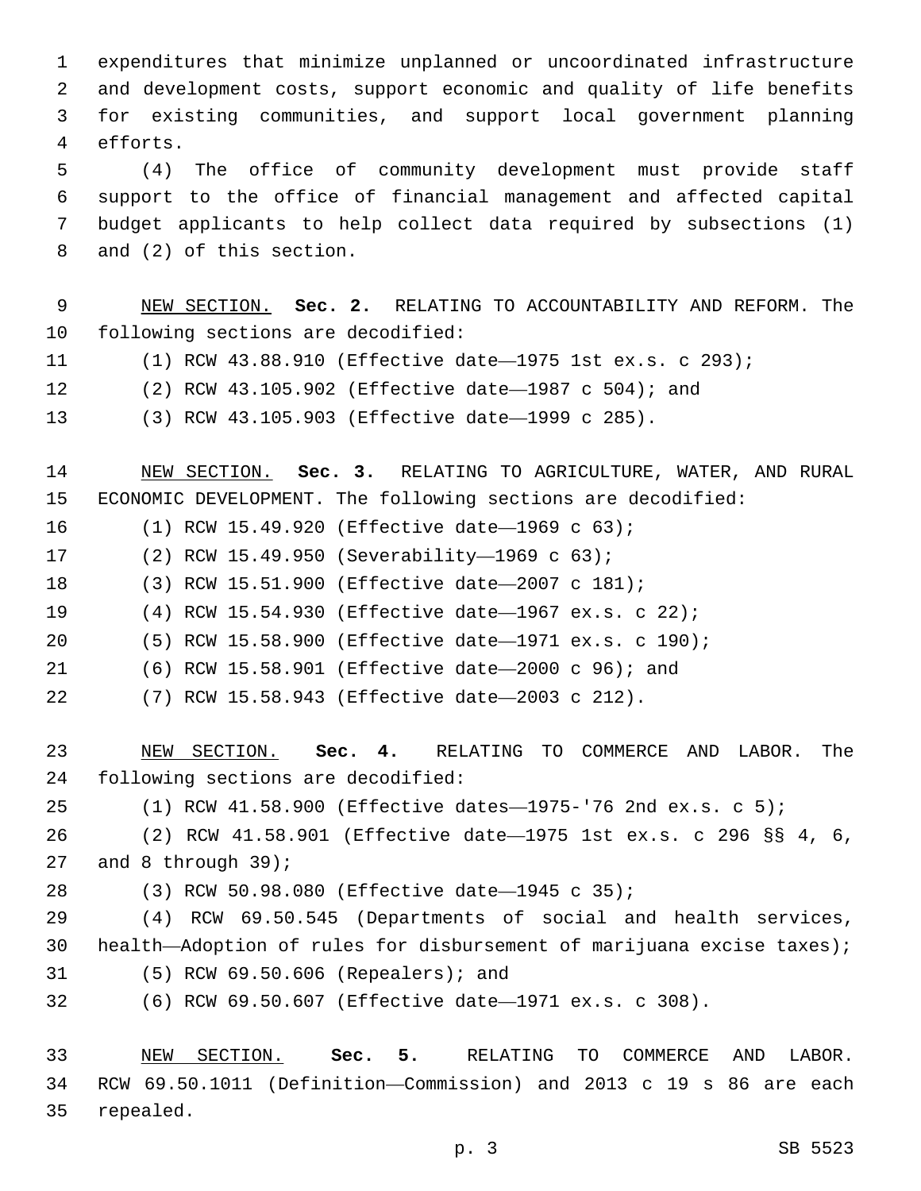expenditures that minimize unplanned or uncoordinated infrastructure and development costs, support economic and quality of life benefits for existing communities, and support local government planning efforts.

(4) The office of community development must provide staff support to the office of financial management and affected capital budget applicants to help collect data required by subsections (1) and (2) of this section.

NEW SECTION. **Sec. 2.** RELATING TO ACCOUNTABILITY AND REFORM. The following sections are decodified:

(1) RCW 43.88.910 (Effective date—1975 1st ex.s. c 293);

(2) RCW 43.105.902 (Effective date—1987 c 504); and

(3) RCW 43.105.903 (Effective date—1999 c 285).

NEW SECTION. **Sec. 3.** RELATING TO AGRICULTURE, WATER, AND RURAL ECONOMIC DEVELOPMENT. The following sections are decodified:

(1) RCW 15.49.920 (Effective date—1969 c 63);

(2) RCW 15.49.950 (Severability—1969 c 63);

(3) RCW 15.51.900 (Effective date—2007 c 181);

(4) RCW 15.54.930 (Effective date—1967 ex.s. c 22);

(5) RCW 15.58.900 (Effective date—1971 ex.s. c 190);

(6) RCW 15.58.901 (Effective date—2000 c 96); and

(7) RCW 15.58.943 (Effective date—2003 c 212).

NEW SECTION. **Sec. 4.** RELATING TO COMMERCE AND LABOR. The following sections are decodified:

(1) RCW 41.58.900 (Effective dates—1975-'76 2nd ex.s. c 5);

(2) RCW 41.58.901 (Effective date—1975 1st ex.s. c 296 §§ 4, 6, and 8 through 39);

(3) RCW 50.98.080 (Effective date—1945 c 35);

(4) RCW 69.50.545 (Departments of social and health services, health—Adoption of rules for disbursement of marijuana excise taxes);

(5) RCW 69.50.606 (Repealers); and

(6) RCW 69.50.607 (Effective date—1971 ex.s. c 308).

NEW SECTION. **Sec. 5.** RELATING TO COMMERCE AND LABOR. RCW 69.50.1011 (Definition—Commission) and 2013 c 19 s 86 are each repealed.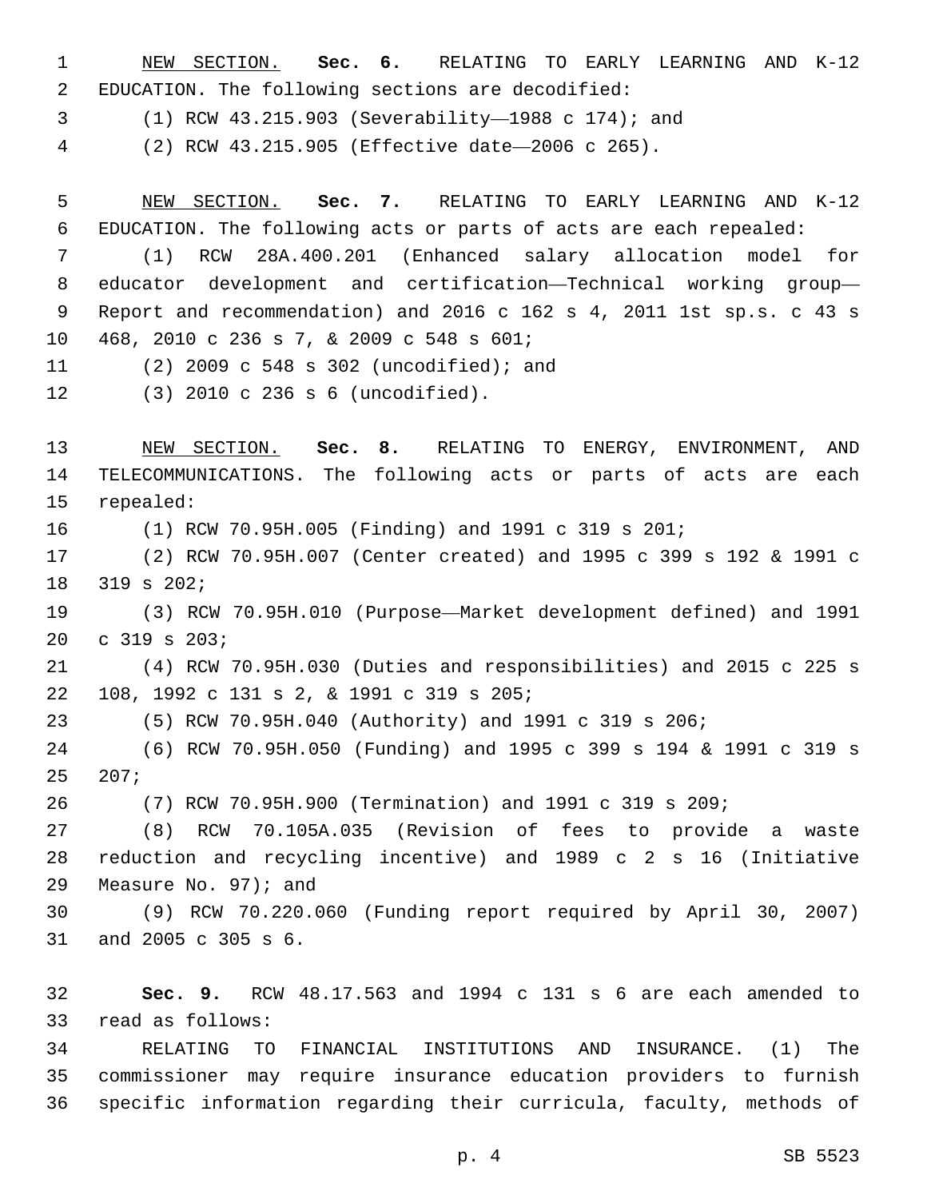NEW SECTION. **Sec. 6.** RELATING TO EARLY LEARNING AND K-12 EDUCATION. The following sections are decodified:

(1) RCW 43.215.903 (Severability—1988 c 174); and

(2) RCW 43.215.905 (Effective date—2006 c 265).

NEW SECTION. **Sec. 7.** RELATING TO EARLY LEARNING AND K-12 EDUCATION. The following acts or parts of acts are each repealed:

(1) RCW 28A.400.201 (Enhanced salary allocation model for educator development and certification—Technical working group—Report and recommendation) and 2016 c 162 s 4, 2011 1st sp.s. c 43 s 468, 2010 c 236 s 7, & 2009 c 548 s 601;

(2) 2009 c 548 s 302 (uncodified); and

(3) 2010 c 236 s 6 (uncodified).

NEW SECTION. **Sec. 8.** RELATING TO ENERGY, ENVIRONMENT, AND TELECOMMUNICATIONS. The following acts or parts of acts are each repealed:

(1) RCW 70.95H.005 (Finding) and 1991 c 319 s 201;

(2) RCW 70.95H.007 (Center created) and 1995 c 399 s 192 & 1991 c 319 s 202;

(3) RCW 70.95H.010 (Purpose—Market development defined) and 1991 c 319 s 203;

(4) RCW 70.95H.030 (Duties and responsibilities) and 2015 c 225 s 108, 1992 c 131 s 2, & 1991 c 319 s 205;

(5) RCW 70.95H.040 (Authority) and 1991 c 319 s 206;

(6) RCW 70.95H.050 (Funding) and 1995 c 399 s 194 & 1991 c 319 s 207;

(7) RCW 70.95H.900 (Termination) and 1991 c 319 s 209;

(8) RCW 70.105A.035 (Revision of fees to provide a waste reduction and recycling incentive) and 1989 c 2 s 16 (Initiative Measure No. 97); and

(9) RCW 70.220.060 (Funding report required by April 30, 2007) and 2005 c 305 s 6.

**Sec. 9.** RCW 48.17.563 and 1994 c 131 s 6 are each amended to read as follows:

RELATING TO FINANCIAL INSTITUTIONS AND INSURANCE. (1) The commissioner may require insurance education providers to furnish specific information regarding their curricula, faculty, methods of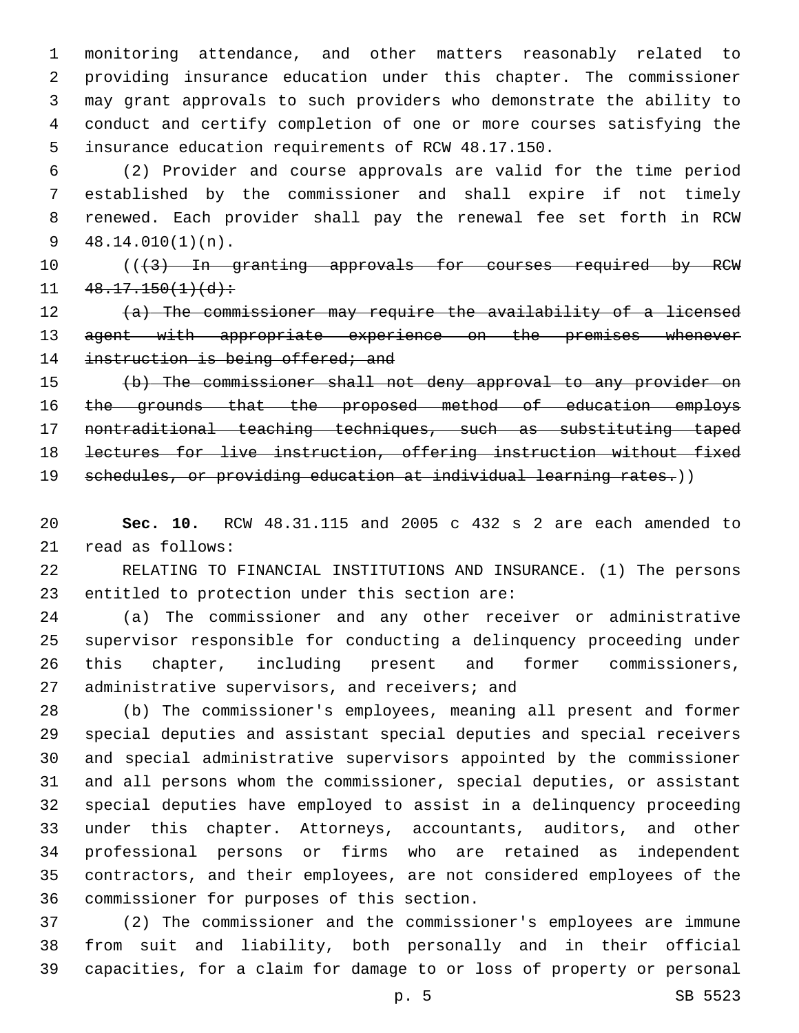monitoring attendance, and other matters reasonably related to providing insurance education under this chapter. The commissioner may grant approvals to such providers who demonstrate the ability to conduct and certify completion of one or more courses satisfying the insurance education requirements of RCW 48.17.150.

(2) Provider and course approvals are valid for the time period established by the commissioner and shall expire if not timely renewed. Each provider shall pay the renewal fee set forth in RCW 48.14.010(1)(n).

((~~(3) In granting approvals for courses required by RCW 48.17.150(1)(d):~~

~~(a) The commissioner may require the availability of a licensed agent with appropriate experience on the premises whenever instruction is being offered; and~~

~~(b) The commissioner shall not deny approval to any provider on the grounds that the proposed method of education employs nontraditional teaching techniques, such as substituting taped lectures for live instruction, offering instruction without fixed schedules, or providing education at individual learning rates.~~))

**Sec. 10.** RCW 48.31.115 and 2005 c 432 s 2 are each amended to read as follows:

RELATING TO FINANCIAL INSTITUTIONS AND INSURANCE. (1) The persons entitled to protection under this section are:

(a) The commissioner and any other receiver or administrative supervisor responsible for conducting a delinquency proceeding under this chapter, including present and former commissioners, administrative supervisors, and receivers; and

(b) The commissioner's employees, meaning all present and former special deputies and assistant special deputies and special receivers and special administrative supervisors appointed by the commissioner and all persons whom the commissioner, special deputies, or assistant special deputies have employed to assist in a delinquency proceeding under this chapter. Attorneys, accountants, auditors, and other professional persons or firms who are retained as independent contractors, and their employees, are not considered employees of the commissioner for purposes of this section.

(2) The commissioner and the commissioner's employees are immune from suit and liability, both personally and in their official capacities, for a claim for damage to or loss of property or personal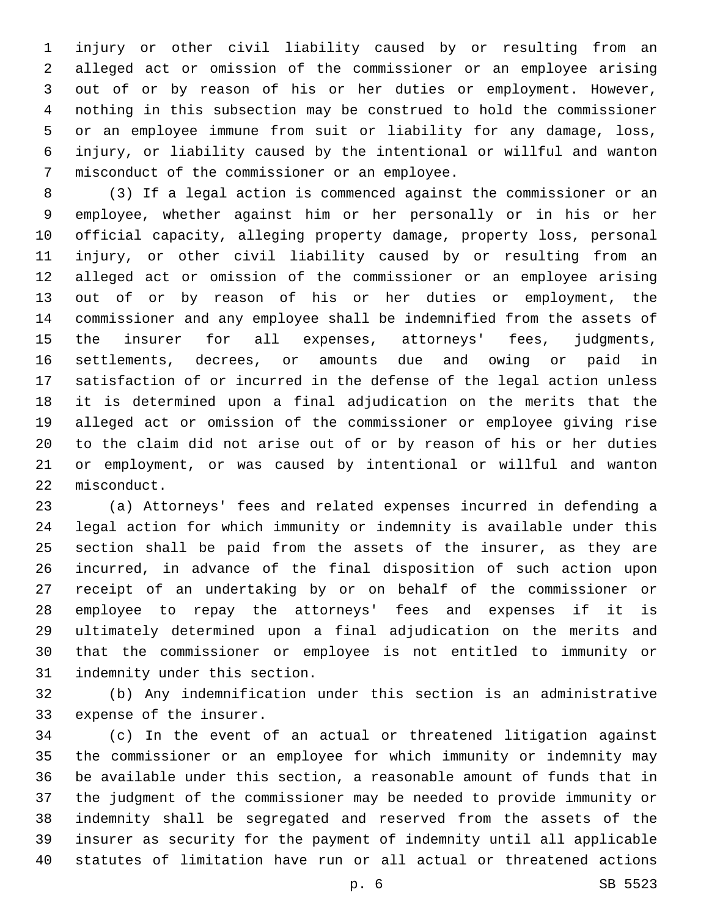injury or other civil liability caused by or resulting from an alleged act or omission of the commissioner or an employee arising out of or by reason of his or her duties or employment. However, nothing in this subsection may be construed to hold the commissioner or an employee immune from suit or liability for any damage, loss, injury, or liability caused by the intentional or willful and wanton misconduct of the commissioner or an employee.

(3) If a legal action is commenced against the commissioner or an employee, whether against him or her personally or in his or her official capacity, alleging property damage, property loss, personal injury, or other civil liability caused by or resulting from an alleged act or omission of the commissioner or an employee arising out of or by reason of his or her duties or employment, the commissioner and any employee shall be indemnified from the assets of the insurer for all expenses, attorneys' fees, judgments, settlements, decrees, or amounts due and owing or paid in satisfaction of or incurred in the defense of the legal action unless it is determined upon a final adjudication on the merits that the alleged act or omission of the commissioner or employee giving rise to the claim did not arise out of or by reason of his or her duties or employment, or was caused by intentional or willful and wanton misconduct.

(a) Attorneys' fees and related expenses incurred in defending a legal action for which immunity or indemnity is available under this section shall be paid from the assets of the insurer, as they are incurred, in advance of the final disposition of such action upon receipt of an undertaking by or on behalf of the commissioner or employee to repay the attorneys' fees and expenses if it is ultimately determined upon a final adjudication on the merits and that the commissioner or employee is not entitled to immunity or indemnity under this section.

(b) Any indemnification under this section is an administrative expense of the insurer.

(c) In the event of an actual or threatened litigation against the commissioner or an employee for which immunity or indemnity may be available under this section, a reasonable amount of funds that in the judgment of the commissioner may be needed to provide immunity or indemnity shall be segregated and reserved from the assets of the insurer as security for the payment of indemnity until all applicable statutes of limitation have run or all actual or threatened actions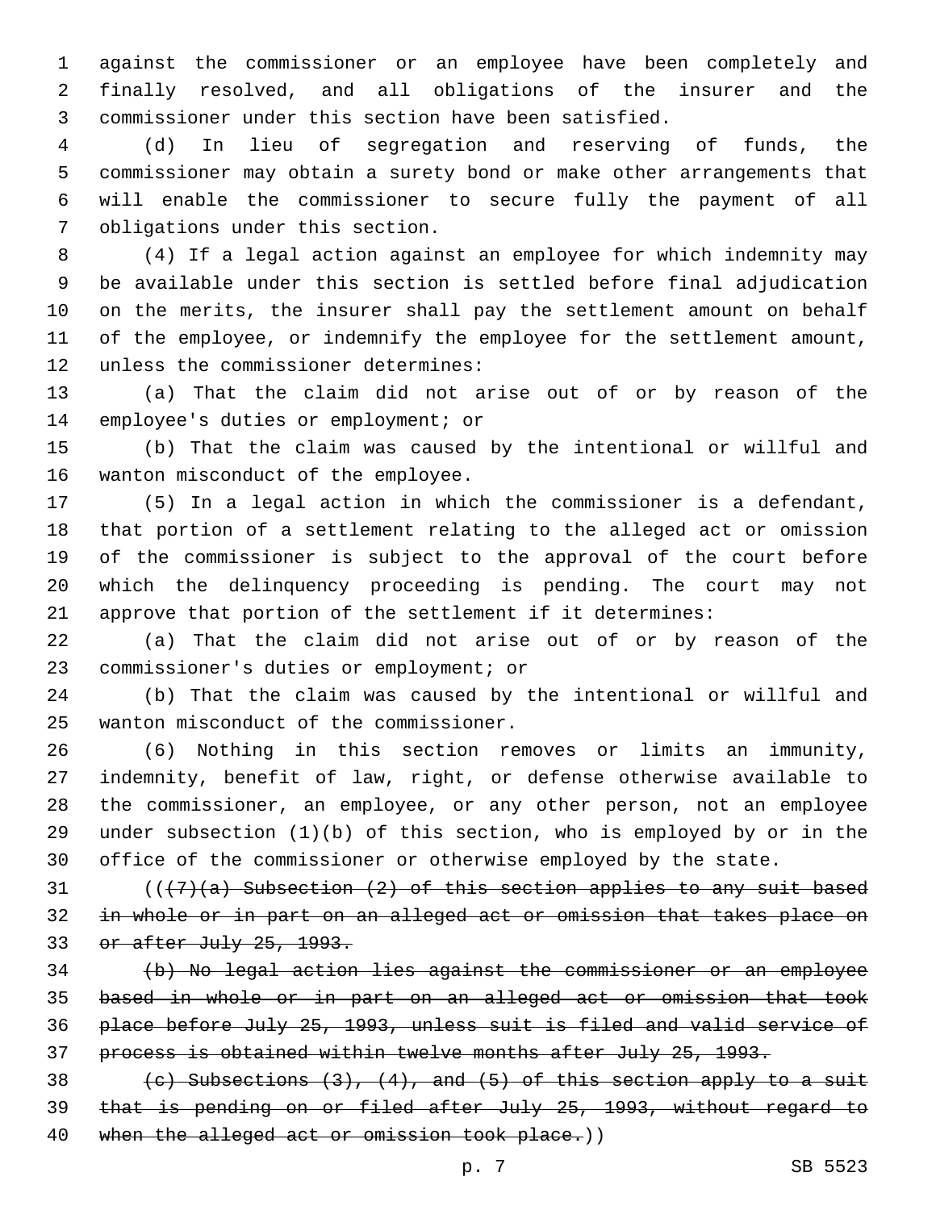against the commissioner or an employee have been completely and finally resolved, and all obligations of the insurer and the commissioner under this section have been satisfied.

(d) In lieu of segregation and reserving of funds, the commissioner may obtain a surety bond or make other arrangements that will enable the commissioner to secure fully the payment of all obligations under this section.

(4) If a legal action against an employee for which indemnity may be available under this section is settled before final adjudication on the merits, the insurer shall pay the settlement amount on behalf of the employee, or indemnify the employee for the settlement amount, unless the commissioner determines:

(a) That the claim did not arise out of or by reason of the employee's duties or employment; or

(b) That the claim was caused by the intentional or willful and wanton misconduct of the employee.

(5) In a legal action in which the commissioner is a defendant, that portion of a settlement relating to the alleged act or omission of the commissioner is subject to the approval of the court before which the delinquency proceeding is pending. The court may not approve that portion of the settlement if it determines:

(a) That the claim did not arise out of or by reason of the commissioner's duties or employment; or

(b) That the claim was caused by the intentional or willful and wanton misconduct of the commissioner.

(6) Nothing in this section removes or limits an immunity, indemnity, benefit of law, right, or defense otherwise available to the commissioner, an employee, or any other person, not an employee under subsection (1)(b) of this section, who is employed by or in the office of the commissioner or otherwise employed by the state.

((~~(7)(a) Subsection (2) of this section applies to any suit based in whole or in part on an alleged act or omission that takes place on or after July 25, 1993.~~

~~(b) No legal action lies against the commissioner or an employee based in whole or in part on an alleged act or omission that took place before July 25, 1993, unless suit is filed and valid service of process is obtained within twelve months after July 25, 1993.~~

~~(c) Subsections (3), (4), and (5) of this section apply to a suit that is pending on or filed after July 25, 1993, without regard to when the alleged act or omission took place.~~))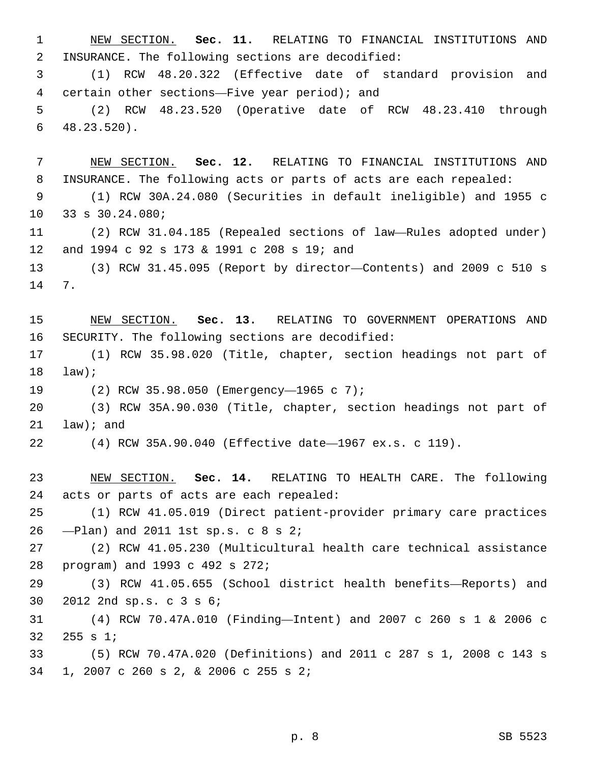NEW SECTION. **Sec. 11.** RELATING TO FINANCIAL INSTITUTIONS AND INSURANCE. The following sections are decodified:

(1) RCW 48.20.322 (Effective date of standard provision and certain other sections—Five year period); and

(2) RCW 48.23.520 (Operative date of RCW 48.23.410 through 48.23.520).

NEW SECTION. **Sec. 12.** RELATING TO FINANCIAL INSTITUTIONS AND INSURANCE. The following acts or parts of acts are each repealed:

(1) RCW 30A.24.080 (Securities in default ineligible) and 1955 c 33 s 30.24.080;

(2) RCW 31.04.185 (Repealed sections of law—Rules adopted under) and 1994 c 92 s 173 & 1991 c 208 s 19; and

(3) RCW 31.45.095 (Report by director—Contents) and 2009 c 510 s 7.

NEW SECTION. **Sec. 13.** RELATING TO GOVERNMENT OPERATIONS AND SECURITY. The following sections are decodified:

(1) RCW 35.98.020 (Title, chapter, section headings not part of law);

(2) RCW 35.98.050 (Emergency—1965 c 7);

(3) RCW 35A.90.030 (Title, chapter, section headings not part of law); and

(4) RCW 35A.90.040 (Effective date—1967 ex.s. c 119).

NEW SECTION. **Sec. 14.** RELATING TO HEALTH CARE. The following acts or parts of acts are each repealed:

(1) RCW 41.05.019 (Direct patient-provider primary care practices —Plan) and 2011 1st sp.s. c 8 s 2;

(2) RCW 41.05.230 (Multicultural health care technical assistance program) and 1993 c 492 s 272;

(3) RCW 41.05.655 (School district health benefits—Reports) and 2012 2nd sp.s. c 3 s 6;

(4) RCW 70.47A.010 (Finding—Intent) and 2007 c 260 s 1 & 2006 c 255 s 1;

(5) RCW 70.47A.020 (Definitions) and 2011 c 287 s 1, 2008 c 143 s 1, 2007 c 260 s 2, & 2006 c 255 s 2;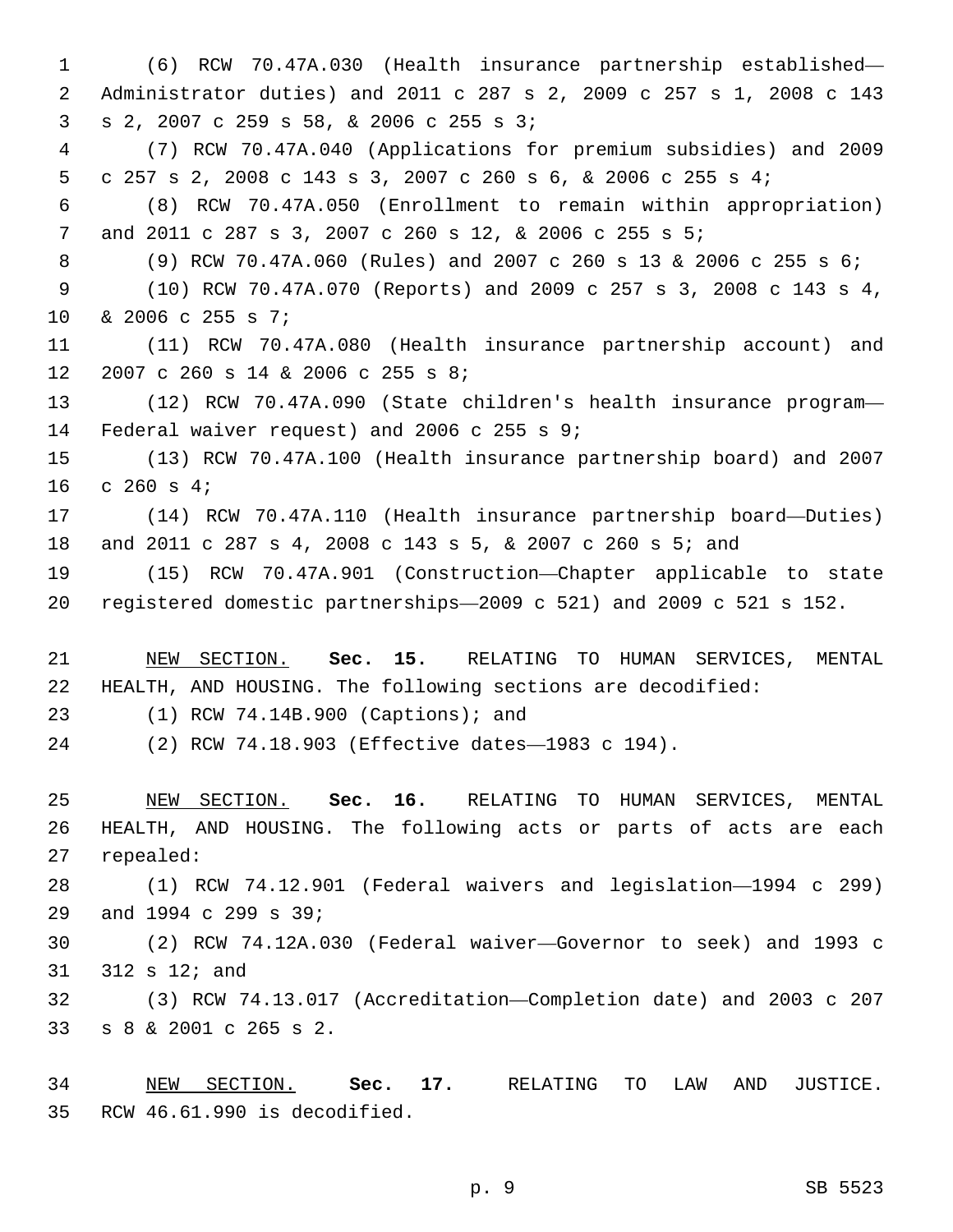(6) RCW 70.47A.030 (Health insurance partnership established—Administrator duties) and 2011 c 287 s 2, 2009 c 257 s 1, 2008 c 143 s 2, 2007 c 259 s 58, & 2006 c 255 s 3;

(7) RCW 70.47A.040 (Applications for premium subsidies) and 2009 c 257 s 2, 2008 c 143 s 3, 2007 c 260 s 6, & 2006 c 255 s 4;

(8) RCW 70.47A.050 (Enrollment to remain within appropriation) and 2011 c 287 s 3, 2007 c 260 s 12, & 2006 c 255 s 5;

(9) RCW 70.47A.060 (Rules) and 2007 c 260 s 13 & 2006 c 255 s 6;

(10) RCW 70.47A.070 (Reports) and 2009 c 257 s 3, 2008 c 143 s 4, & 2006 c 255 s 7;

(11) RCW 70.47A.080 (Health insurance partnership account) and 2007 c 260 s 14 & 2006 c 255 s 8;

(12) RCW 70.47A.090 (State children's health insurance program—Federal waiver request) and 2006 c 255 s 9;

(13) RCW 70.47A.100 (Health insurance partnership board) and 2007 c 260 s 4;

(14) RCW 70.47A.110 (Health insurance partnership board—Duties) and 2011 c 287 s 4, 2008 c 143 s 5, & 2007 c 260 s 5; and

(15) RCW 70.47A.901 (Construction—Chapter applicable to state registered domestic partnerships—2009 c 521) and 2009 c 521 s 152.

NEW SECTION. **Sec. 15.** RELATING TO HUMAN SERVICES, MENTAL HEALTH, AND HOUSING. The following sections are decodified:

(1) RCW 74.14B.900 (Captions); and

(2) RCW 74.18.903 (Effective dates—1983 c 194).

NEW SECTION. **Sec. 16.** RELATING TO HUMAN SERVICES, MENTAL HEALTH, AND HOUSING. The following acts or parts of acts are each repealed:

(1) RCW 74.12.901 (Federal waivers and legislation—1994 c 299) and 1994 c 299 s 39;

(2) RCW 74.12A.030 (Federal waiver—Governor to seek) and 1993 c 312 s 12; and

(3) RCW 74.13.017 (Accreditation—Completion date) and 2003 c 207 s 8 & 2001 c 265 s 2.

NEW SECTION. **Sec. 17.** RELATING TO LAW AND JUSTICE. RCW 46.61.990 is decodified.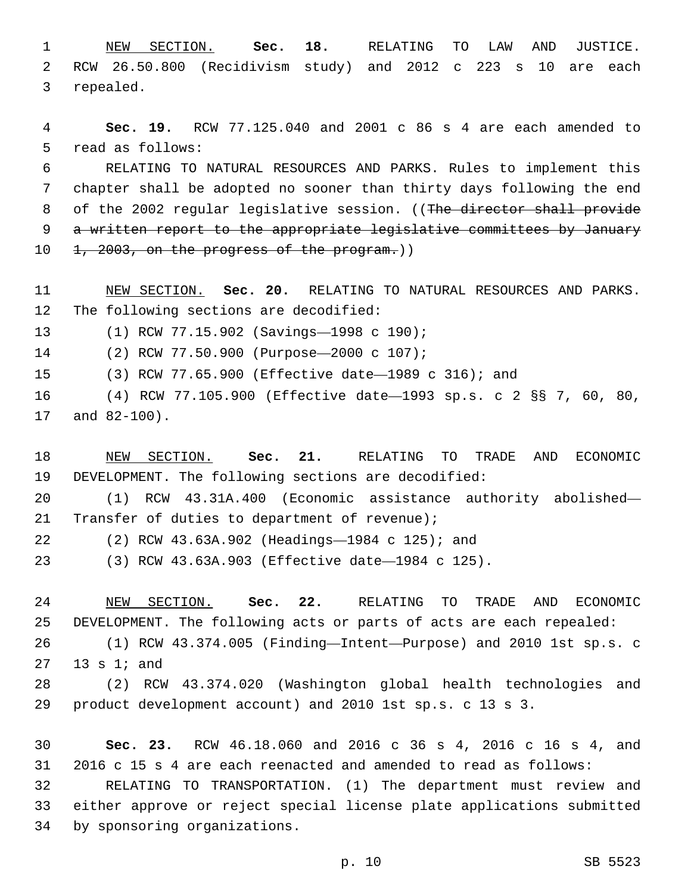NEW SECTION. **Sec. 18.** RELATING TO LAW AND JUSTICE. RCW 26.50.800 (Recidivism study) and 2012 c 223 s 10 are each repealed.

**Sec. 19.** RCW 77.125.040 and 2001 c 86 s 4 are each amended to read as follows:

RELATING TO NATURAL RESOURCES AND PARKS. Rules to implement this chapter shall be adopted no sooner than thirty days following the end of the 2002 regular legislative session. ((~~The director shall provide a written report to the appropriate legislative committees by January 1, 2003, on the progress of the program.~~))

NEW SECTION. **Sec. 20.** RELATING TO NATURAL RESOURCES AND PARKS. The following sections are decodified:

(1) RCW 77.15.902 (Savings—1998 c 190);

(2) RCW 77.50.900 (Purpose—2000 c 107);

(3) RCW 77.65.900 (Effective date—1989 c 316); and

(4) RCW 77.105.900 (Effective date—1993 sp.s. c 2 §§ 7, 60, 80, and 82-100).

NEW SECTION. **Sec. 21.** RELATING TO TRADE AND ECONOMIC DEVELOPMENT. The following sections are decodified:

(1) RCW 43.31A.400 (Economic assistance authority abolished—Transfer of duties to department of revenue);

(2) RCW 43.63A.902 (Headings—1984 c 125); and

(3) RCW 43.63A.903 (Effective date—1984 c 125).

NEW SECTION. **Sec. 22.** RELATING TO TRADE AND ECONOMIC DEVELOPMENT. The following acts or parts of acts are each repealed:

(1) RCW 43.374.005 (Finding—Intent—Purpose) and 2010 1st sp.s. c 13 s 1; and

(2) RCW 43.374.020 (Washington global health technologies and product development account) and 2010 1st sp.s. c 13 s 3.

**Sec. 23.** RCW 46.18.060 and 2016 c 36 s 4, 2016 c 16 s 4, and 2016 c 15 s 4 are each reenacted and amended to read as follows:

RELATING TO TRANSPORTATION. (1) The department must review and either approve or reject special license plate applications submitted by sponsoring organizations.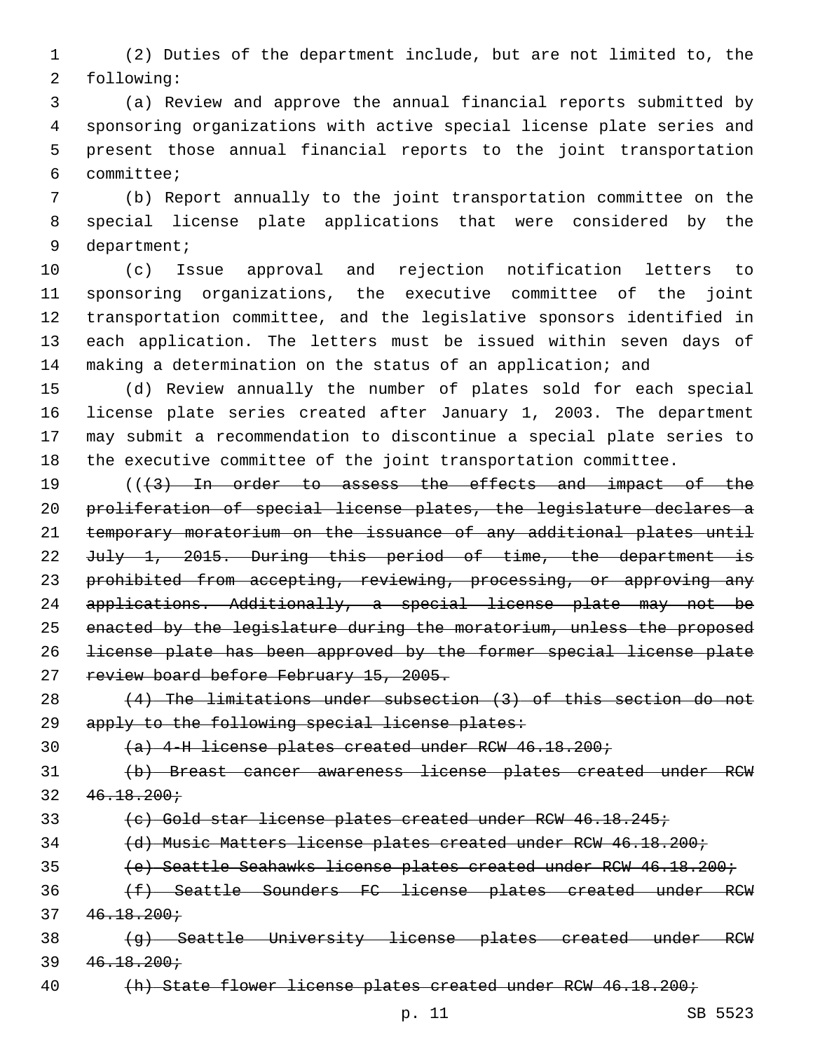(2) Duties of the department include, but are not limited to, the following:

(a) Review and approve the annual financial reports submitted by sponsoring organizations with active special license plate series and present those annual financial reports to the joint transportation committee;

(b) Report annually to the joint transportation committee on the special license plate applications that were considered by the department;

(c) Issue approval and rejection notification letters to sponsoring organizations, the executive committee of the joint transportation committee, and the legislative sponsors identified in each application. The letters must be issued within seven days of making a determination on the status of an application; and

(d) Review annually the number of plates sold for each special license plate series created after January 1, 2003. The department may submit a recommendation to discontinue a special plate series to the executive committee of the joint transportation committee.

((~~(3) In order to assess the effects and impact of the proliferation of special license plates, the legislature declares a temporary moratorium on the issuance of any additional plates until July 1, 2015. During this period of time, the department is prohibited from accepting, reviewing, processing, or approving any applications. Additionally, a special license plate may not be enacted by the legislature during the moratorium, unless the proposed license plate has been approved by the former special license plate review board before February 15, 2005.~~

~~(4) The limitations under subsection (3) of this section do not apply to the following special license plates:~~

~~(a) 4-H license plates created under RCW 46.18.200;~~

~~(b) Breast cancer awareness license plates created under RCW 46.18.200;~~

~~(c) Gold star license plates created under RCW 46.18.245;~~

~~(d) Music Matters license plates created under RCW 46.18.200;~~

~~(e) Seattle Seahawks license plates created under RCW 46.18.200;~~

~~(f) Seattle Sounders FC license plates created under RCW 46.18.200;~~

~~(g) Seattle University license plates created under RCW 46.18.200;~~

~~(h) State flower license plates created under RCW 46.18.200;~~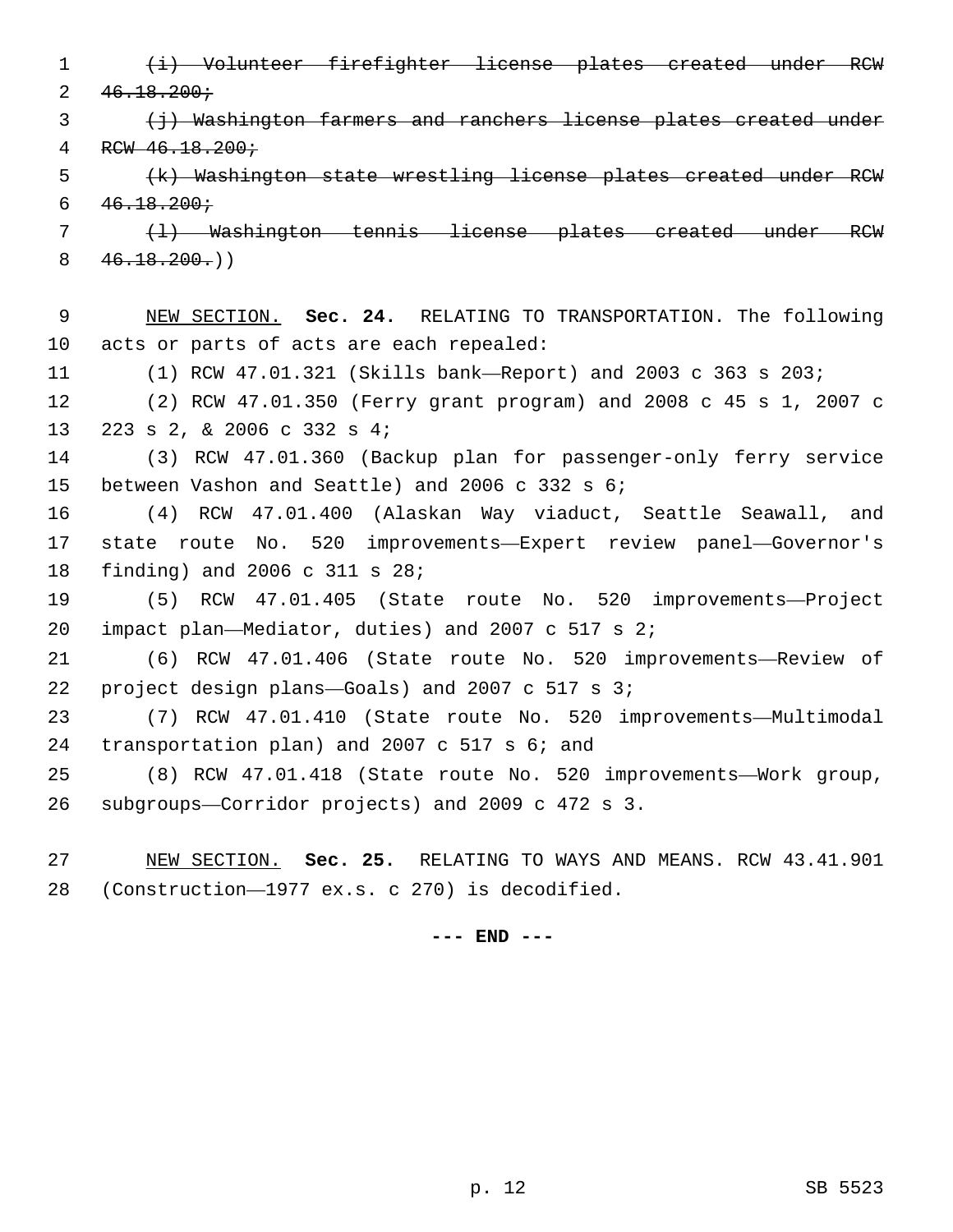~~(i) Volunteer firefighter license plates created under RCW 46.18.200;~~

~~(j) Washington farmers and ranchers license plates created under RCW 46.18.200;~~

~~(k) Washington state wrestling license plates created under RCW 46.18.200;~~

~~(l) Washington tennis license plates created under RCW 46.18.200.~~))

NEW SECTION. **Sec. 24.** RELATING TO TRANSPORTATION. The following acts or parts of acts are each repealed:

(1) RCW 47.01.321 (Skills bank—Report) and 2003 c 363 s 203;

(2) RCW 47.01.350 (Ferry grant program) and 2008 c 45 s 1, 2007 c 223 s 2, & 2006 c 332 s 4;

(3) RCW 47.01.360 (Backup plan for passenger-only ferry service between Vashon and Seattle) and 2006 c 332 s 6;

(4) RCW 47.01.400 (Alaskan Way viaduct, Seattle Seawall, and state route No. 520 improvements—Expert review panel—Governor's finding) and 2006 c 311 s 28;

(5) RCW 47.01.405 (State route No. 520 improvements—Project impact plan—Mediator, duties) and 2007 c 517 s 2;

(6) RCW 47.01.406 (State route No. 520 improvements—Review of project design plans—Goals) and 2007 c 517 s 3;

(7) RCW 47.01.410 (State route No. 520 improvements—Multimodal transportation plan) and 2007 c 517 s 6; and

(8) RCW 47.01.418 (State route No. 520 improvements—Work group, subgroups—Corridor projects) and 2009 c 472 s 3.

NEW SECTION. **Sec. 25.** RELATING TO WAYS AND MEANS. RCW 43.41.901 (Construction—1977 ex.s. c 270) is decodified.

**--- END ---**